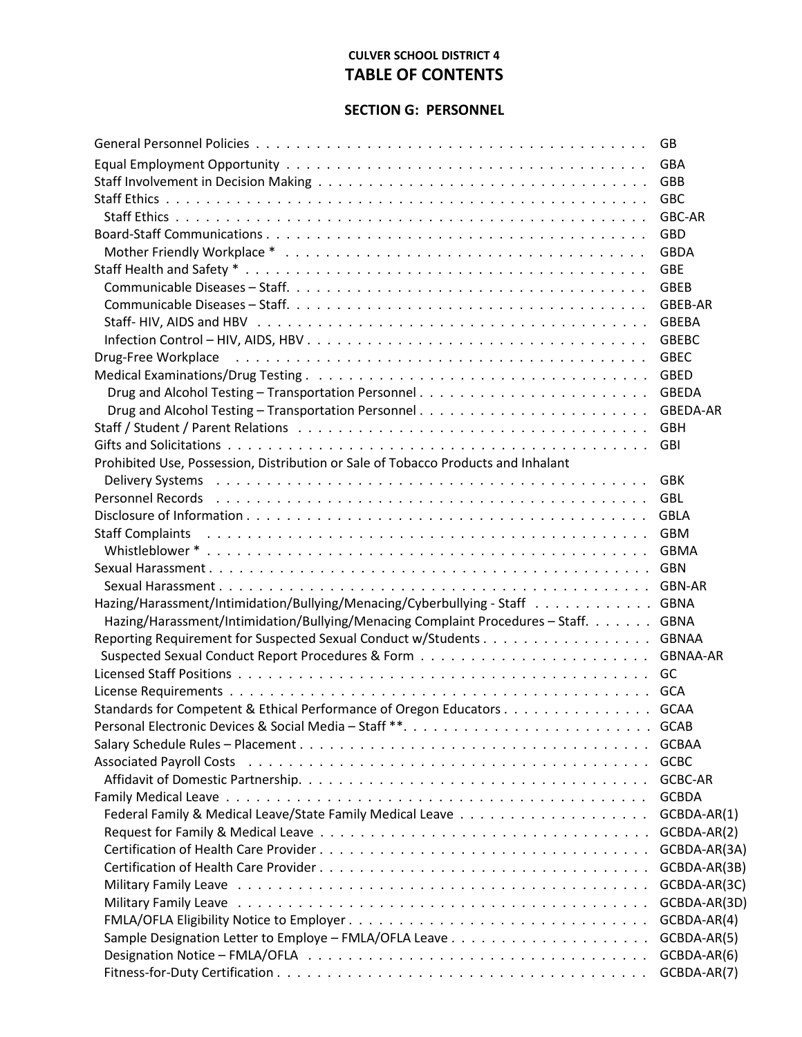**CULVER SCHOOL DISTRICT 4**

# TABLE OF CONTENTS

## SECTION G: PERSONNEL

| Title | Code |
|---|---|
| General Personnel Policies | GB |
| Equal Employment Opportunity | GBA |
| Staff Involvement in Decision Making | GBB |
| Staff Ethics | GBC |
| Staff Ethics | GBC-AR |
| Board-Staff Communications | GBD |
| Mother Friendly Workplace * | GBDA |
| Staff Health and Safety * | GBE |
| Communicable Diseases – Staff. | GBEB |
| Communicable Diseases – Staff. | GBEB-AR |
| Staff- HIV, AIDS and HBV | GBEBA |
| Infection Control – HIV, AIDS, HBV | GBEBC |
| Drug-Free Workplace | GBEC |
| Medical Examinations/Drug Testing | GBED |
| Drug and Alcohol Testing – Transportation Personnel | GBEDA |
| Drug and Alcohol Testing – Transportation Personnel | GBEDA-AR |
| Staff / Student / Parent Relations | GBH |
| Gifts and Solicitations | GBI |
| Prohibited Use, Possession, Distribution or Sale of Tobacco Products and Inhalant Delivery Systems | GBK |
| Personnel Records | GBL |
| Disclosure of Information | GBLA |
| Staff Complaints | GBM |
| Whistleblower * | GBMA |
| Sexual Harassment | GBN |
| Sexual Harassment | GBN-AR |
| Hazing/Harassment/Intimidation/Bullying/Menacing/Cyberbullying - Staff | GBNA |
| Hazing/Harassment/Intimidation/Bullying/Menacing Complaint Procedures – Staff. | GBNA |
| Reporting Requirement for Suspected Sexual Conduct w/Students | GBNAA |
| Suspected Sexual Conduct Report Procedures & Form | GBNAA-AR |
| Licensed Staff Positions | GC |
| License Requirements | GCA |
| Standards for Competent & Ethical Performance of Oregon Educators | GCAA |
| Personal Electronic Devices & Social Media – Staff ** | GCAB |
| Salary Schedule Rules – Placement | GCBAA |
| Associated Payroll Costs | GCBC |
| Affidavit of Domestic Partnership. | GCBC-AR |
| Family Medical Leave | GCBDA |
| Federal Family & Medical Leave/State Family Medical Leave | GCBDA-AR(1) |
| Request for Family & Medical Leave | GCBDA-AR(2) |
| Certification of Health Care Provider | GCBDA-AR(3A) |
| Certification of Health Care Provider | GCBDA-AR(3B) |
| Military Family Leave | GCBDA-AR(3C) |
| Military Family Leave | GCBDA-AR(3D) |
| FMLA/OFLA Eligibility Notice to Employer | GCBDA-AR(4) |
| Sample Designation Letter to Employe – FMLA/OFLA Leave | GCBDA-AR(5) |
| Designation Notice – FMLA/OFLA | GCBDA-AR(6) |
| Fitness-for-Duty Certification | GCBDA-AR(7) |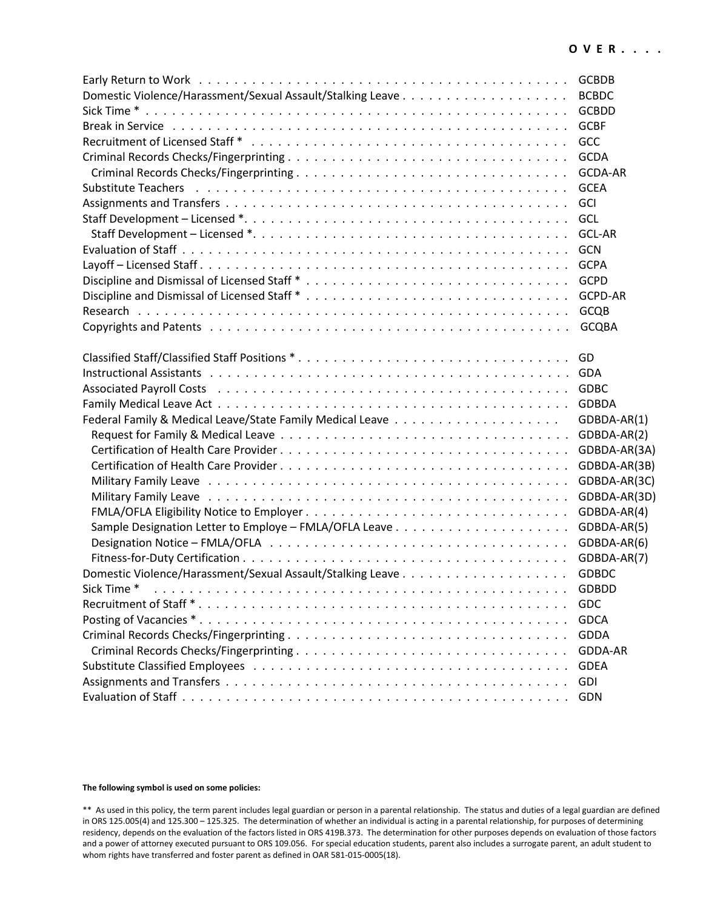**O V E R . . . .**

| | |
|---|---|
| Early Return to Work | GCBDB |
| Domestic Violence/Harassment/Sexual Assault/Stalking Leave | BCBDC |
| Sick Time * | GCBDD |
| Break in Service | GCBF |
| Recruitment of Licensed Staff * | GCC |
| Criminal Records Checks/Fingerprinting | GCDA |
| Criminal Records Checks/Fingerprinting | GCDA-AR |
| Substitute Teachers | GCEA |
| Assignments and Transfers | GCI |
| Staff Development – Licensed * | GCL |
| Staff Development – Licensed * | GCL-AR |
| Evaluation of Staff | GCN |
| Layoff – Licensed Staff | GCPA |
| Discipline and Dismissal of Licensed Staff * | GCPD |
| Discipline and Dismissal of Licensed Staff * | GCPD-AR |
| Research | GCQB |
| Copyrights and Patents | GCQBA |
| | |
| Classified Staff/Classified Staff Positions * | GD |
| Instructional Assistants | GDA |
| Associated Payroll Costs | GDBC |
| Family Medical Leave Act | GDBDA |
| Federal Family & Medical Leave/State Family Medical Leave | GDBDA-AR(1) |
| Request for Family & Medical Leave | GDBDA-AR(2) |
| Certification of Health Care Provider | GDBDA-AR(3A) |
| Certification of Health Care Provider | GDBDA-AR(3B) |
| Military Family Leave | GDBDA-AR(3C) |
| Military Family Leave | GDBDA-AR(3D) |
| FMLA/OFLA Eligibility Notice to Employer | GDBDA-AR(4) |
| Sample Designation Letter to Employe – FMLA/OFLA Leave | GDBDA-AR(5) |
| Designation Notice – FMLA/OFLA | GDBDA-AR(6) |
| Fitness-for-Duty Certification | GDBDA-AR(7) |
| Domestic Violence/Harassment/Sexual Assault/Stalking Leave | GDBDC |
| Sick Time * | GDBDD |
| Recruitment of Staff * | GDC |
| Posting of Vacancies * | GDCA |
| Criminal Records Checks/Fingerprinting | GDDA |
| Criminal Records Checks/Fingerprinting | GDDA-AR |
| Substitute Classified Employees | GDEA |
| Assignments and Transfers | GDI |
| Evaluation of Staff | GDN |

**The following symbol is used on some policies:**

** As used in this policy, the term parent includes legal guardian or person in a parental relationship. The status and duties of a legal guardian are defined in ORS 125.005(4) and 125.300 – 125.325. The determination of whether an individual is acting in a parental relationship, for purposes of determining residency, depends on the evaluation of the factors listed in ORS 419B.373. The determination for other purposes depends on evaluation of those factors and a power of attorney executed pursuant to ORS 109.056. For special education students, parent also includes a surrogate parent, an adult student to whom rights have transferred and foster parent as defined in OAR 581-015-0005(18).